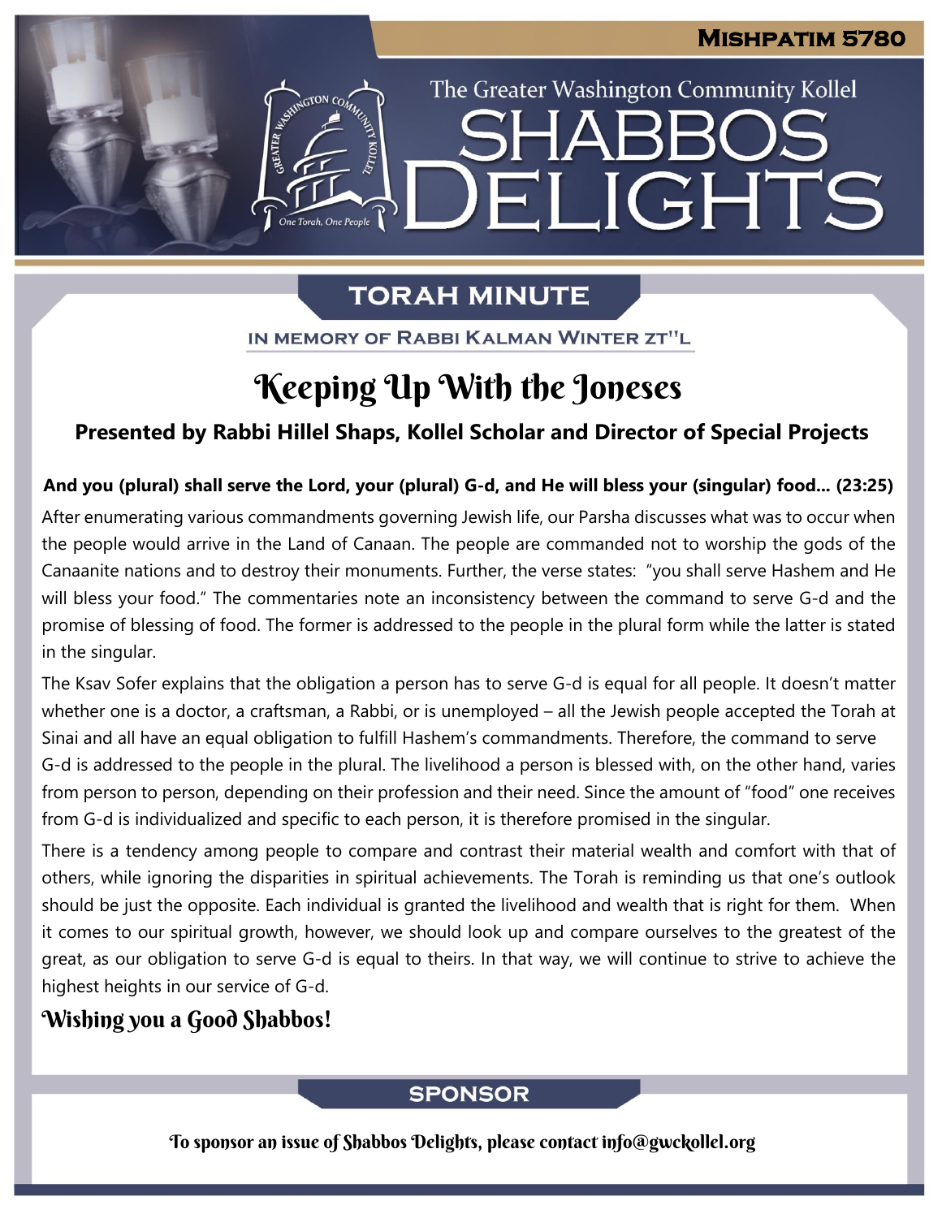**Mishpatim 5780**

The Greater Washington Community Kollel

# Shabbos Delights

## Torah Minute

In Memory of Rabbi Kalman Winter zt"l

# Keeping Up With the Joneses

**Presented by Rabbi Hillel Shaps, Kollel Scholar and Director of Special Projects**

**And you (plural) shall serve the Lord, your (plural) G-d, and He will bless your (singular) food… (23:25)**

After enumerating various commandments governing Jewish life, our Parsha discusses what was to occur when the people would arrive in the Land of Canaan. The people are commanded not to worship the gods of the Canaanite nations and to destroy their monuments. Further, the verse states: "you shall serve Hashem and He will bless your food." The commentaries note an inconsistency between the command to serve G-d and the promise of blessing of food. The former is addressed to the people in the plural form while the latter is stated in the singular.

The Ksav Sofer explains that the obligation a person has to serve G-d is equal for all people. It doesn't matter whether one is a doctor, a craftsman, a Rabbi, or is unemployed – all the Jewish people accepted the Torah at Sinai and all have an equal obligation to fulfill Hashem's commandments. Therefore, the command to serve G-d is addressed to the people in the plural. The livelihood a person is blessed with, on the other hand, varies from person to person, depending on their profession and their need. Since the amount of "food" one receives from G-d is individualized and specific to each person, it is therefore promised in the singular.

There is a tendency among people to compare and contrast their material wealth and comfort with that of others, while ignoring the disparities in spiritual achievements. The Torah is reminding us that one's outlook should be just the opposite. Each individual is granted the livelihood and wealth that is right for them. When it comes to our spiritual growth, however, we should look up and compare ourselves to the greatest of the great, as our obligation to serve G-d is equal to theirs. In that way, we will continue to strive to achieve the highest heights in our service of G-d.

**Wishing you a Good Shabbos!**

## Sponsor

To sponsor an issue of Shabbos Delights, please contact info@gwckollel.org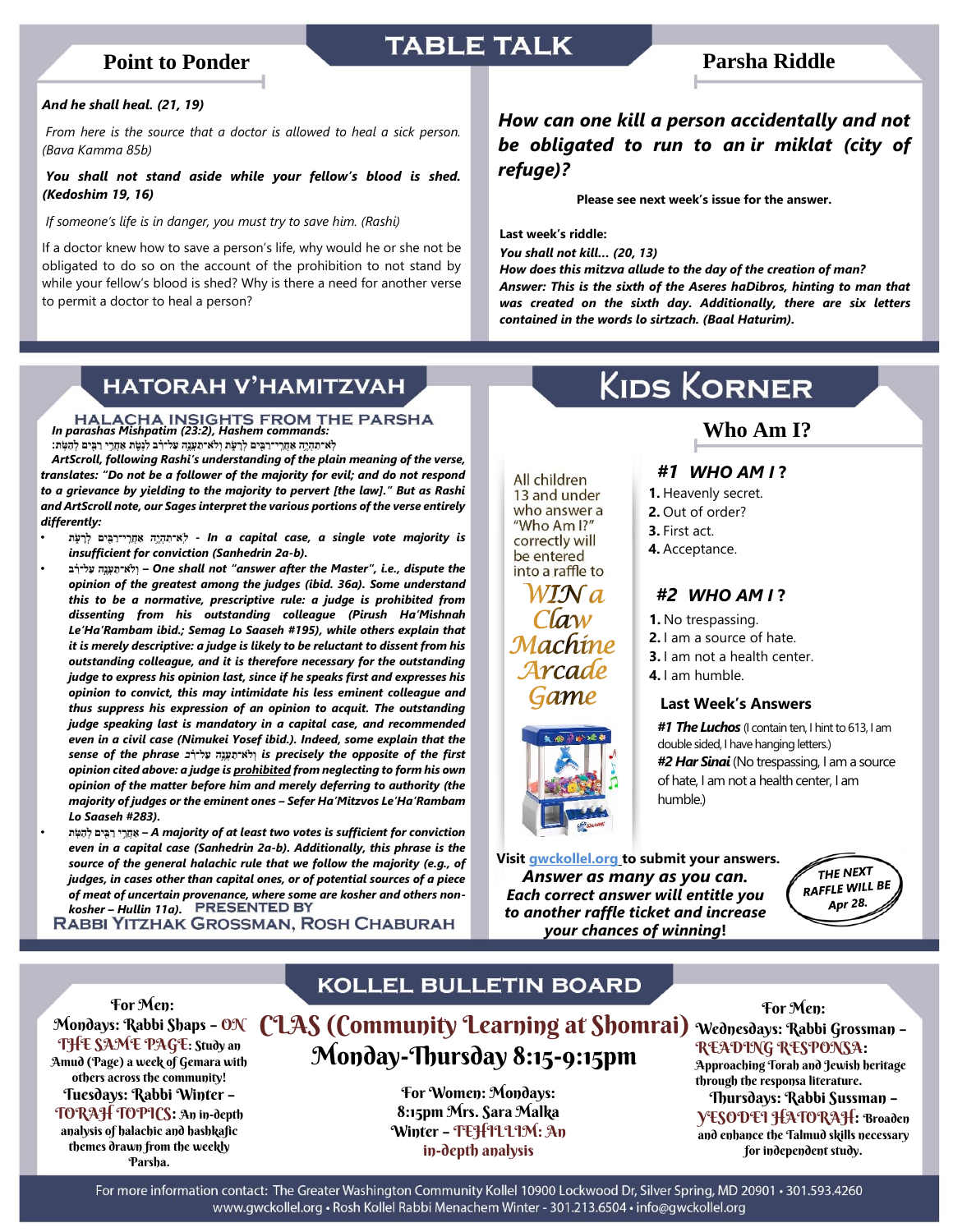# TABLE TALK

## Point to Ponder

***And he shall heal. (21, 19)***

*From here is the source that a doctor is allowed to heal a sick person. (Bava Kamma 85b)*

***You shall not stand aside while your fellow's blood is shed. (Kedoshim 19, 16)***

*If someone's life is in danger, you must try to save him. (Rashi)*

If a doctor knew how to save a person's life, why would he or she not be obligated to do so on the account of the prohibition to not stand by while your fellow's blood is shed? Why is there a need for another verse to permit a doctor to heal a person?

## Parsha Riddle

***How can one kill a person accidentally and not be obligated to run to an ir miklat (city of refuge)?***

**Please see next week's issue for the answer.**

**Last week's riddle:**

***You shall not kill... (20, 13)***

***How does this mitzva allude to the day of the creation of man?***

***Answer: This is the sixth of the Aseres haDibros, hinting to man that was created on the sixth day. Additionally, there are six letters contained in the words lo sirtzach. (Baal Haturim).***

# HATORAH V'HAMITZVAH

### HALACHA INSIGHTS FROM THE PARSHA

***In parashas Mishpatim (23:2), Hashem commands:***

לֹא־תִהְיֶה אַחֲרֵי־רַבִּים לְרָעֹת וְלֹא־תַעֲנֶה עַל־רִב לִנְטֹת אַחֲרֵי רַבִּים לְהַטֹּת:

***ArtScroll, following Rashi's understanding of the plain meaning of the verse, translates: "Do not be a follower of the majority for evil; and do not respond to a grievance by yielding to the majority to pervert [the law]." But as Rashi and ArtScroll note, our Sages interpret the various portions of the verse entirely differently:***

- לֹא־תִהְיֶה אַחֲרֵי־רַבִּים לְרָעֹת ***- In a capital case, a single vote majority is insufficient for conviction (Sanhedrin 2a-b).***
- וְלֹא־תַעֲנֶה עַל־רִב ***– One shall not "answer after the Master", i.e., dispute the opinion of the greatest among the judges (ibid. 36a). Some understand this to be a normative, prescriptive rule: a judge is prohibited from dissenting from his outstanding colleague (Pirush Ha'Mishnah Le'Ha'Rambam ibid.; Semag Lo Saaseh #195), while others explain that it is merely descriptive: a judge is likely to be reluctant to dissent from his outstanding colleague, and it is therefore necessary for the outstanding judge to express his opinion last, since if he speaks first and expresses his opinion to convict, this may intimidate his less eminent colleague and thus suppress his expression of an opinion to acquit. The outstanding judge speaking last is mandatory in a capital case, and recommended even in a civil case (Nimukei Yosef ibid.). Indeed, some explain that the sense of the phrase*** וְלֹא־תַעֲנֶה עַל־רִב ***is precisely the opposite of the first opinion cited above: a judge is <u>prohibited</u> from neglecting to form his own opinion of the matter before him and merely deferring to authority (the majority of judges or the eminent ones – Sefer Ha'Mitzvos Le'Ha'Rambam Lo Saaseh #283).***
- אַחֲרֵי רַבִּים לְהַטֹּת ***– A majority of at least two votes is sufficient for conviction even in a capital case (Sanhedrin 2a-b). Additionally, this phrase is the source of the general halachic rule that we follow the majority (e.g., of judges, in cases other than capital ones, or of potential sources of a piece of meat of uncertain provenance, where some are kosher and others non-kosher – Hullin 11a).***

PRESENTED BY
RABBI YITZHAK GROSSMAN, ROSH CHABURAH

# KIDS KORNER

## Who Am I?

All children 13 and under who answer a "Who Am I?" correctly will be entered into a raffle to

WIN a Claw Machine Arcade Game

### #1 WHO AM I ?

1. Heavenly secret.
2. Out of order?
3. First act.
4. Acceptance.

### #2 WHO AM I ?

1. No trespassing.
2. I am a source of hate.
3. I am not a health center.
4. I am humble.

### Last Week's Answers

***#1 The Luchos*** (I contain ten, I hint to 613, I am double sided, I have hanging letters.)

***#2 Har Sinai*** (No trespassing, I am a source of hate, I am not a health center, I am humble.)

**Visit gwckollel.org to submit your answers.**
***Answer as many as you can. Each correct answer will entitle you to another raffle ticket and increase your chances of winning!***

***THE NEXT RAFFLE WILL BE Apr 28.***

# KOLLEL BULLETIN BOARD

## CLAS (Community Learning at Shomrai)
## Monday-Thursday 8:15-9:15pm

**For Men:**

Mondays: Rabbi Shaps – ON THE SAME PAGE: Study an Amud (Page) a week of Gemara with others across the community!

Tuesdays: Rabbi Winter – TORAH TOPICS: An in-depth analysis of halachic and hashkafic themes drawn from the weekly Parsha.

**For Women:** Mondays: 8:15pm Mrs. Sara Malka Winter – TEHILLIM: An in-depth analysis

**For Men:**

Wednesdays: Rabbi Grossman – READING RESPONSA: Approaching Torah and Jewish heritage through the responsa literature.

Thursdays: Rabbi Sussman – YESODEI HATORAH: Broaden and enhance the Talmud skills necessary for independent study.

For more information contact: The Greater Washington Community Kollel 10900 Lockwood Dr, Silver Spring, MD 20901 • 301.593.4260
www.gwckollel.org • Rosh Kollel Rabbi Menachem Winter - 301.213.6504 • info@gwckollel.org